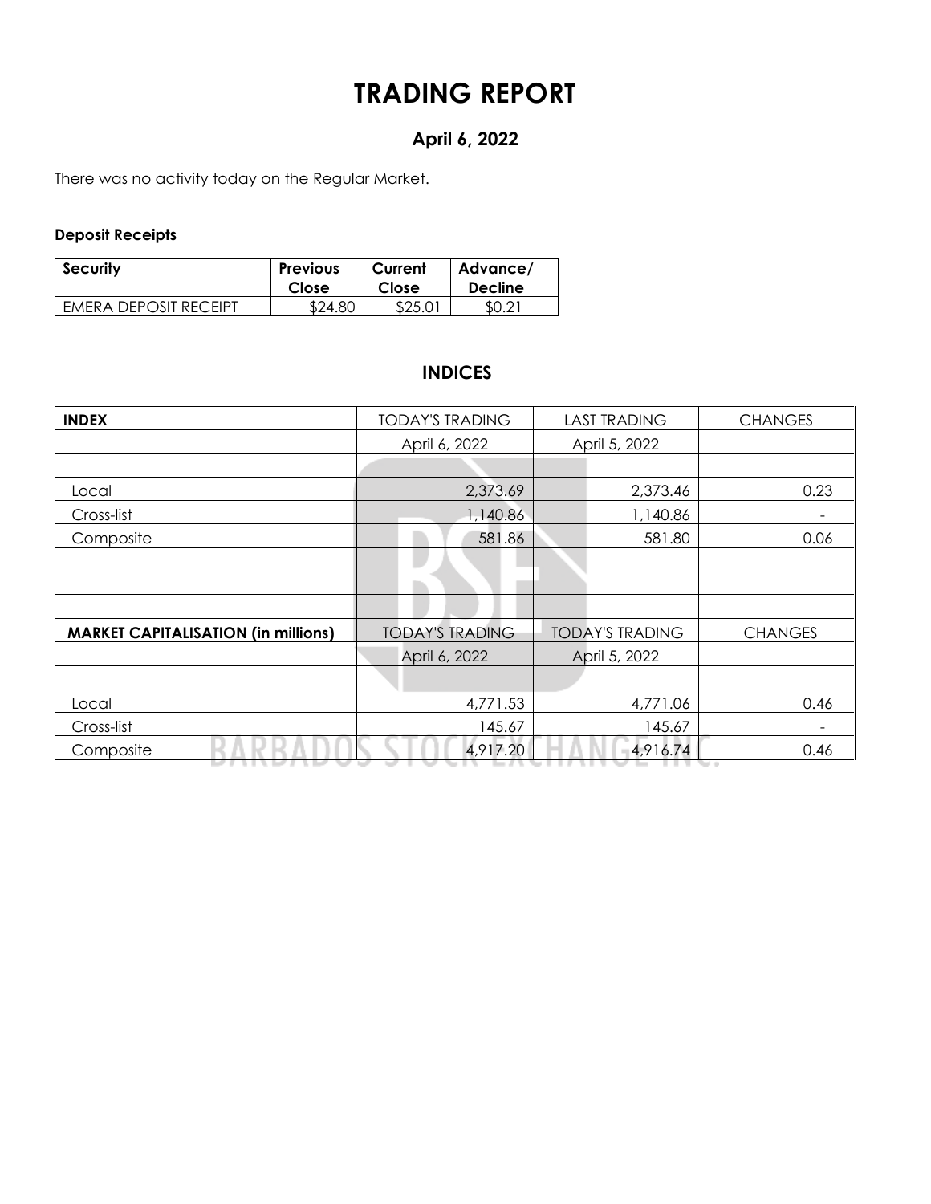# TRADING REPORT

## April 6, 2022

There was no activity today on the Regular Market.

**Deposit Receipts**

| Security | Previous Close | Current Close | Advance/ Decline |
|---|---|---|---|
| EMERA DEPOSIT RECEIPT | $24.80 | $25.01 | $0.21 |

## INDICES

| **INDEX** | TODAY'S TRADING | LAST TRADING | CHANGES |
|---|---|---|---|
| | April 6, 2022 | April 5, 2022 | |
| | | | |
| Local | 2,373.69 | 2,373.46 | 0.23 |
| Cross-list | 1,140.86 | 1,140.86 | - |
| Composite | 581.86 | 581.80 | 0.06 |
| | | | |
| | | | |
| | | | |
| **MARKET CAPITALISATION (in millions)** | TODAY'S TRADING | TODAY'S TRADING | CHANGES |
| | April 6, 2022 | April 5, 2022 | |
| | | | |
| Local | 4,771.53 | 4,771.06 | 0.46 |
| Cross-list | 145.67 | 145.67 | - |
| Composite | 4,917.20 | 4,916.74 | 0.46 |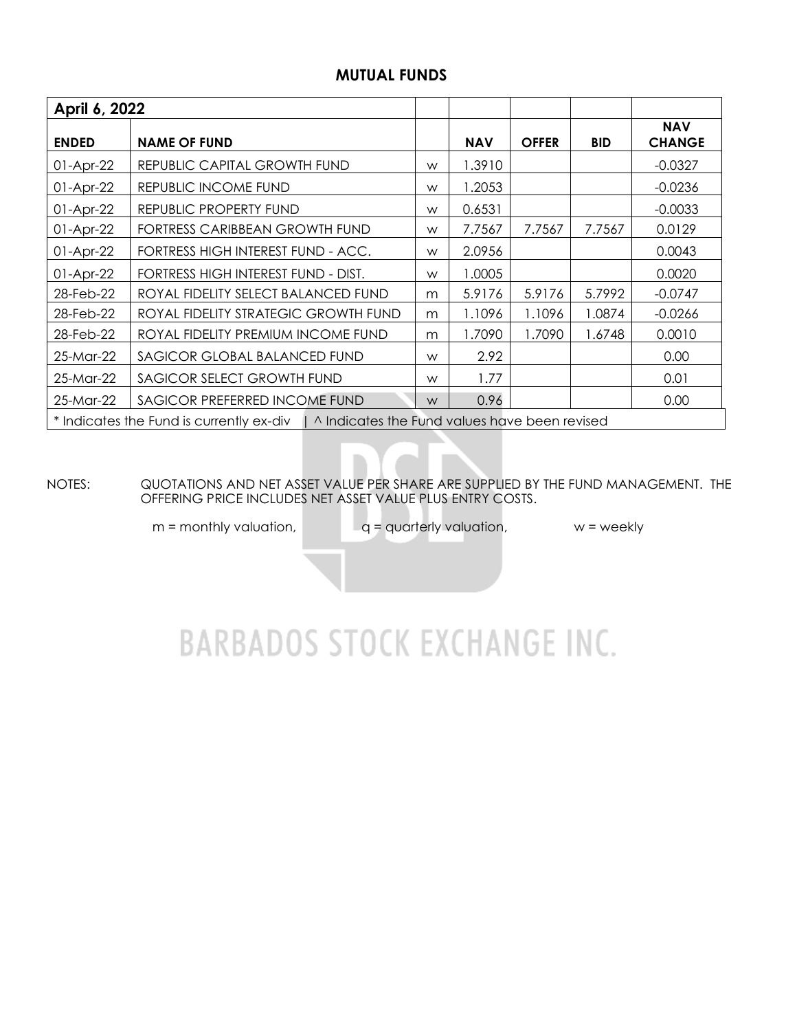# MUTUAL FUNDS

| April 6, 2022 | | | | | | |
|---|---|---|---|---|---|---|
| **ENDED** | **NAME OF FUND** | | **NAV** | **OFFER** | **BID** | **NAV CHANGE** |
| 01-Apr-22 | REPUBLIC CAPITAL GROWTH FUND | w | 1.3910 | | | -0.0327 |
| 01-Apr-22 | REPUBLIC INCOME FUND | w | 1.2053 | | | -0.0236 |
| 01-Apr-22 | REPUBLIC PROPERTY FUND | w | 0.6531 | | | -0.0033 |
| 01-Apr-22 | FORTRESS CARIBBEAN GROWTH FUND | w | 7.7567 | 7.7567 | 7.7567 | 0.0129 |
| 01-Apr-22 | FORTRESS HIGH INTEREST FUND - ACC. | w | 2.0956 | | | 0.0043 |
| 01-Apr-22 | FORTRESS HIGH INTEREST FUND - DIST. | w | 1.0005 | | | 0.0020 |
| 28-Feb-22 | ROYAL FIDELITY SELECT BALANCED FUND | m | 5.9176 | 5.9176 | 5.7992 | -0.0747 |
| 28-Feb-22 | ROYAL FIDELITY STRATEGIC GROWTH FUND | m | 1.1096 | 1.1096 | 1.0874 | -0.0266 |
| 28-Feb-22 | ROYAL FIDELITY PREMIUM INCOME FUND | m | 1.7090 | 1.7090 | 1.6748 | 0.0010 |
| 25-Mar-22 | SAGICOR GLOBAL BALANCED FUND | w | 2.92 | | | 0.00 |
| 25-Mar-22 | SAGICOR SELECT GROWTH FUND | w | 1.77 | | | 0.01 |
| 25-Mar-22 | SAGICOR PREFERRED INCOME FUND | w | 0.96 | | | 0.00 |

* Indicates the Fund is currently ex-div | ^ Indicates the Fund values have been revised

NOTES: QUOTATIONS AND NET ASSET VALUE PER SHARE ARE SUPPLIED BY THE FUND MANAGEMENT. THE OFFERING PRICE INCLUDES NET ASSET VALUE PLUS ENTRY COSTS.

m = monthly valuation, q = quarterly valuation, w = weekly

BARBADOS STOCK EXCHANGE INC.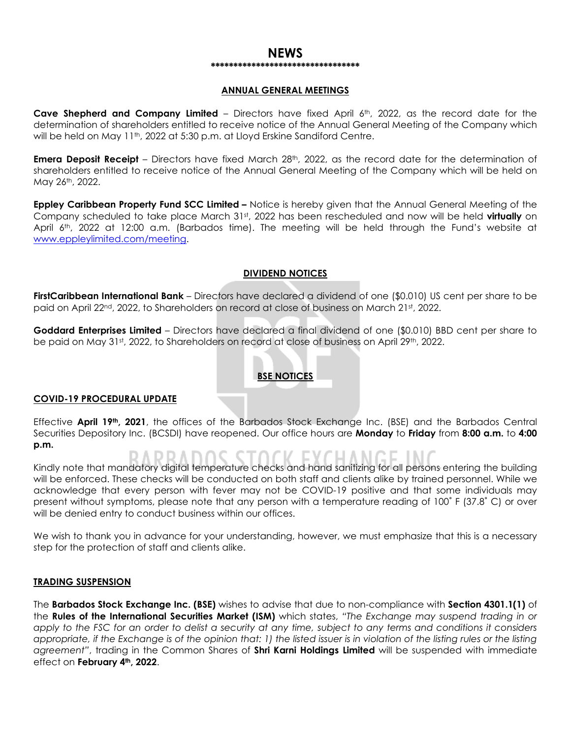# NEWS

\*\*\*\*\*\*\*\*\*\*\*\*\*\*\*\*\*\*\*\*\*\*\*\*\*\*\*\*\*\*\*\*\*\*

## ANNUAL GENERAL MEETINGS

**Cave Shepherd and Company Limited** – Directors have fixed April 6th, 2022, as the record date for the determination of shareholders entitled to receive notice of the Annual General Meeting of the Company which will be held on May 11th, 2022 at 5:30 p.m. at Lloyd Erskine Sandiford Centre.

**Emera Deposit Receipt** – Directors have fixed March 28th, 2022, as the record date for the determination of shareholders entitled to receive notice of the Annual General Meeting of the Company which will be held on May 26th, 2022.

**Eppley Caribbean Property Fund SCC Limited –** Notice is hereby given that the Annual General Meeting of the Company scheduled to take place March 31st, 2022 has been rescheduled and now will be held **virtually** on April 6th, 2022 at 12:00 a.m. (Barbados time). The meeting will be held through the Fund's website at www.eppleylimited.com/meeting.

## DIVIDEND NOTICES

**FirstCaribbean International Bank** – Directors have declared a dividend of one ($0.010) US cent per share to be paid on April 22nd, 2022, to Shareholders on record at close of business on March 21st, 2022.

**Goddard Enterprises Limited** – Directors have declared a final dividend of one ($0.010) BBD cent per share to be paid on May 31st, 2022, to Shareholders on record at close of business on April 29th, 2022.

## BSE NOTICES

### COVID-19 PROCEDURAL UPDATE

Effective **April 19th, 2021**, the offices of the Barbados Stock Exchange Inc. (BSE) and the Barbados Central Securities Depository Inc. (BCSDI) have reopened. Our office hours are **Monday** to **Friday** from **8:00 a.m.** to **4:00 p.m.**

Kindly note that mandatory digital temperature checks and hand sanitizing for all persons entering the building will be enforced. These checks will be conducted on both staff and clients alike by trained personnel. While we acknowledge that every person with fever may not be COVID-19 positive and that some individuals may present without symptoms, please note that any person with a temperature reading of 100˚ F (37.8˚ C) or over will be denied entry to conduct business within our offices.

We wish to thank you in advance for your understanding, however, we must emphasize that this is a necessary step for the protection of staff and clients alike.

### TRADING SUSPENSION

The **Barbados Stock Exchange Inc. (BSE)** wishes to advise that due to non-compliance with **Section 4301.1(1)** of the **Rules of the International Securities Market (ISM)** which states, *"The Exchange may suspend trading in or apply to the FSC for an order to delist a security at any time, subject to any terms and conditions it considers appropriate, if the Exchange is of the opinion that: 1) the listed issuer is in violation of the listing rules or the listing agreement"*, trading in the Common Shares of **Shri Karni Holdings Limited** will be suspended with immediate effect on **February 4th, 2022**.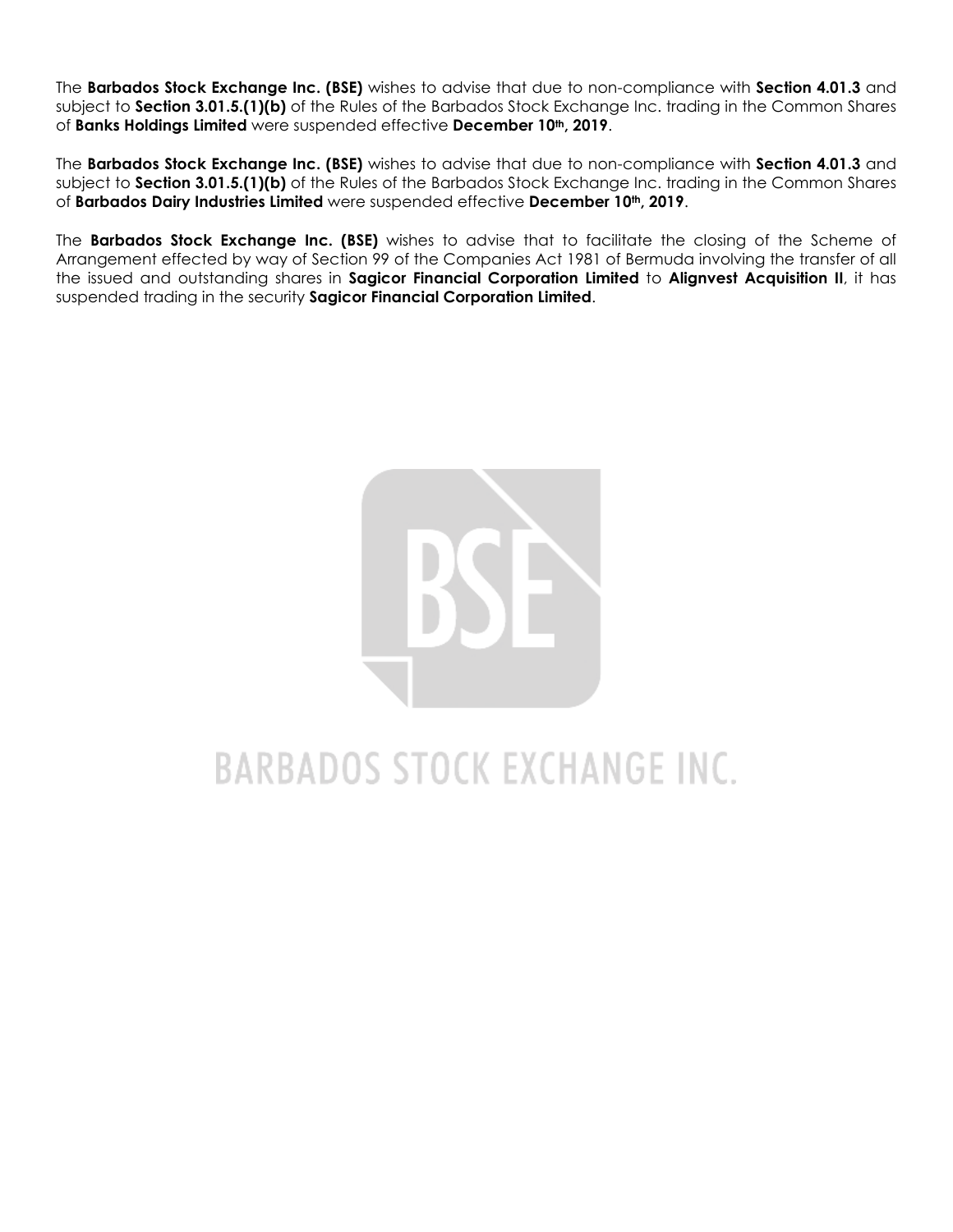The **Barbados Stock Exchange Inc. (BSE)** wishes to advise that due to non-compliance with **Section 4.01.3** and subject to **Section 3.01.5.(1)(b)** of the Rules of the Barbados Stock Exchange Inc. trading in the Common Shares of **Banks Holdings Limited** were suspended effective **December 10th, 2019**.

The **Barbados Stock Exchange Inc. (BSE)** wishes to advise that due to non-compliance with **Section 4.01.3** and subject to **Section 3.01.5.(1)(b)** of the Rules of the Barbados Stock Exchange Inc. trading in the Common Shares of **Barbados Dairy Industries Limited** were suspended effective **December 10th, 2019**.

The **Barbados Stock Exchange Inc. (BSE)** wishes to advise that to facilitate the closing of the Scheme of Arrangement effected by way of Section 99 of the Companies Act 1981 of Bermuda involving the transfer of all the issued and outstanding shares in **Sagicor Financial Corporation Limited** to **Alignvest Acquisition II**, it has suspended trading in the security **Sagicor Financial Corporation Limited**.

BARBADOS STOCK EXCHANGE INC.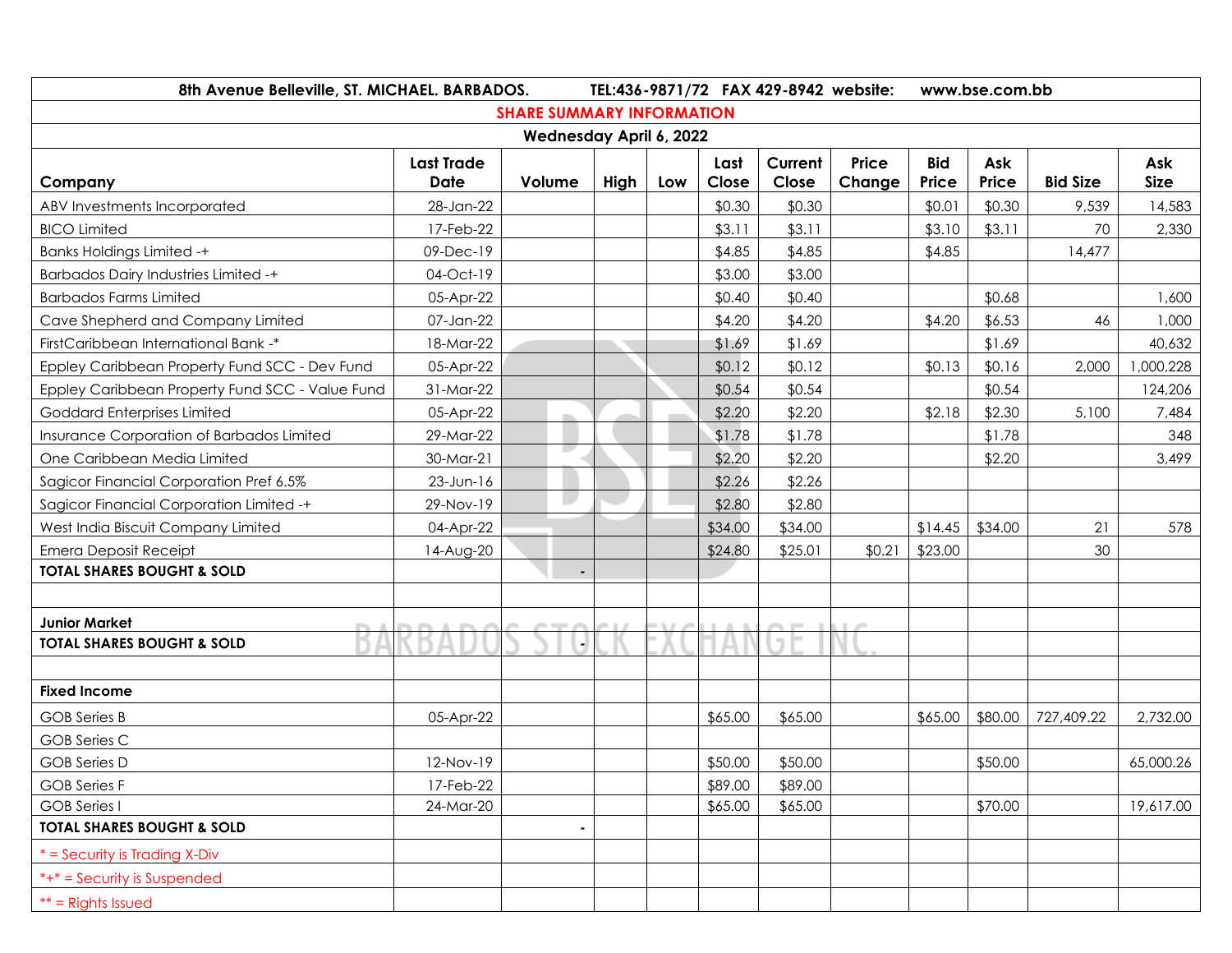8th Avenue Belleville, ST. MICHAEL. BARBADOS. TEL:436-9871/72 FAX 429-8942 website: www.bse.com.bb

## SHARE SUMMARY INFORMATION

**Wednesday April 6, 2022**

| Company | Last Trade Date | Volume | High | Low | Last Close | Current Close | Price Change | Bid Price | Ask Price | Bid Size | Ask Size |
|---|---|---|---|---|---|---|---|---|---|---|---|
| ABV Investments Incorporated | 28-Jan-22 | | | | $0.30 | $0.30 | | $0.01 | $0.30 | 9,539 | 14,583 |
| BICO Limited | 17-Feb-22 | | | | $3.11 | $3.11 | | $3.10 | $3.11 | 70 | 2,330 |
| Banks Holdings Limited -+ | 09-Dec-19 | | | | $4.85 | $4.85 | | $4.85 | | 14,477 | |
| Barbados Dairy Industries Limited -+ | 04-Oct-19 | | | | $3.00 | $3.00 | | | | | |
| Barbados Farms Limited | 05-Apr-22 | | | | $0.40 | $0.40 | | | $0.68 | | 1,600 |
| Cave Shepherd and Company Limited | 07-Jan-22 | | | | $4.20 | $4.20 | | $4.20 | $6.53 | 46 | 1,000 |
| FirstCaribbean International Bank -* | 18-Mar-22 | | | | $1.69 | $1.69 | | | $1.69 | | 40,632 |
| Eppley Caribbean Property Fund SCC - Dev Fund | 05-Apr-22 | | | | $0.12 | $0.12 | | $0.13 | $0.16 | 2,000 | 1,000,228 |
| Eppley Caribbean Property Fund SCC - Value Fund | 31-Mar-22 | | | | $0.54 | $0.54 | | | $0.54 | | 124,206 |
| Goddard Enterprises Limited | 05-Apr-22 | | | | $2.20 | $2.20 | | $2.18 | $2.30 | 5,100 | 7,484 |
| Insurance Corporation of Barbados Limited | 29-Mar-22 | | | | $1.78 | $1.78 | | | $1.78 | | 348 |
| One Caribbean Media Limited | 30-Mar-21 | | | | $2.20 | $2.20 | | | $2.20 | | 3,499 |
| Sagicor Financial Corporation Pref 6.5% | 23-Jun-16 | | | | $2.26 | $2.26 | | | | | |
| Sagicor Financial Corporation Limited -+ | 29-Nov-19 | | | | $2.80 | $2.80 | | | | | |
| West India Biscuit Company Limited | 04-Apr-22 | | | | $34.00 | $34.00 | | $14.45 | $34.00 | 21 | 578 |
| Emera Deposit Receipt | 14-Aug-20 | | | | $24.80 | $25.01 | $0.21 | $23.00 | | 30 | |
| **TOTAL SHARES BOUGHT & SOLD** | | - | | | | | | | | | |
| | | | | | | | | | | | |
| **Junior Market** | | | | | | | | | | | |
| **TOTAL SHARES BOUGHT & SOLD** | | - | | | | | | | | | |
| | | | | | | | | | | | |
| **Fixed Income** | | | | | | | | | | | |
| GOB Series B | 05-Apr-22 | | | | $65.00 | $65.00 | | $65.00 | $80.00 | 727,409.22 | 2,732.00 |
| GOB Series C | | | | | | | | | | | |
| GOB Series D | 12-Nov-19 | | | | $50.00 | $50.00 | | | $50.00 | | 65,000.26 |
| GOB Series F | 17-Feb-22 | | | | $89.00 | $89.00 | | | | | |
| GOB Series I | 24-Mar-20 | | | | $65.00 | $65.00 | | | $70.00 | | 19,617.00 |
| **TOTAL SHARES BOUGHT & SOLD** | | - | | | | | | | | | |

* = Security is Trading X-Div

*+* = Security is Suspended

** = Rights Issued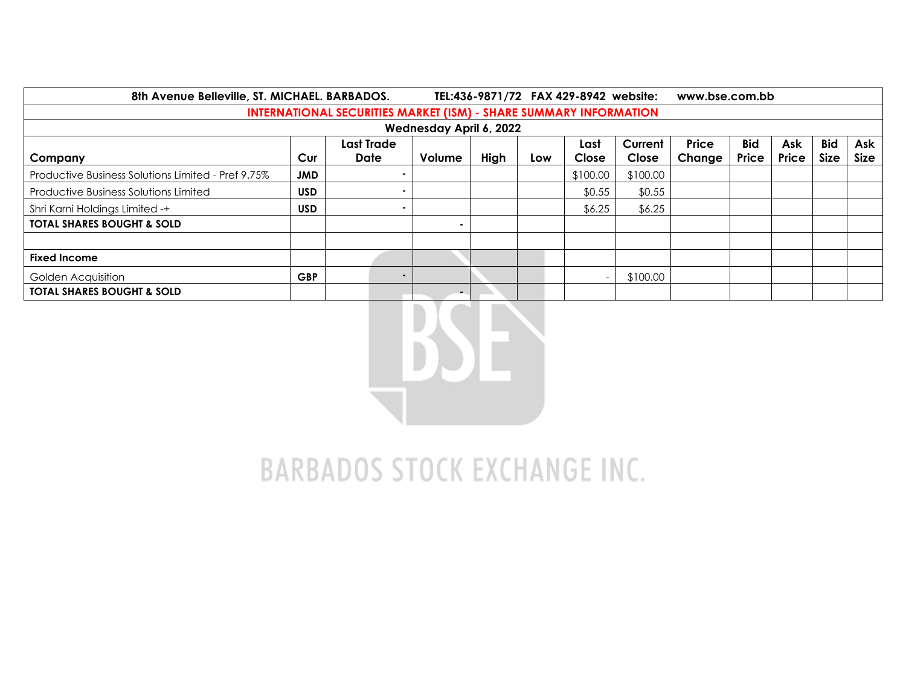8th Avenue Belleville, ST. MICHAEL. BARBADOS. TEL:436-9871/72 FAX 429-8942 website: www.bse.com.bb

## INTERNATIONAL SECURITIES MARKET (ISM) - SHARE SUMMARY INFORMATION

**Wednesday April 6, 2022**

| Company | Cur | Last Trade Date | Volume | High | Low | Last Close | Current Close | Price Change | Bid Price | Ask Price | Bid Size | Ask Size |
|---|---|---|---|---|---|---|---|---|---|---|---|---|
| Productive Business Solutions Limited - Pref 9.75% | **JMD** | - | | | | $100.00 | $100.00 | | | | | |
| Productive Business Solutions Limited | **USD** | - | | | | $0.55 | $0.55 | | | | | |
| Shri Karni Holdings Limited -+ | **USD** | - | | | | $6.25 | $6.25 | | | | | |
| **TOTAL SHARES BOUGHT & SOLD** | | | - | | | | | | | | | |
| | | | | | | | | | | | | |
| **Fixed Income** | | | | | | | | | | | | |
| Golden Acquisition | **GBP** | - | | | | - | $100.00 | | | | | |
| **TOTAL SHARES BOUGHT & SOLD** | | | - | | | | | | | | | |

BARBADOS STOCK EXCHANGE INC.